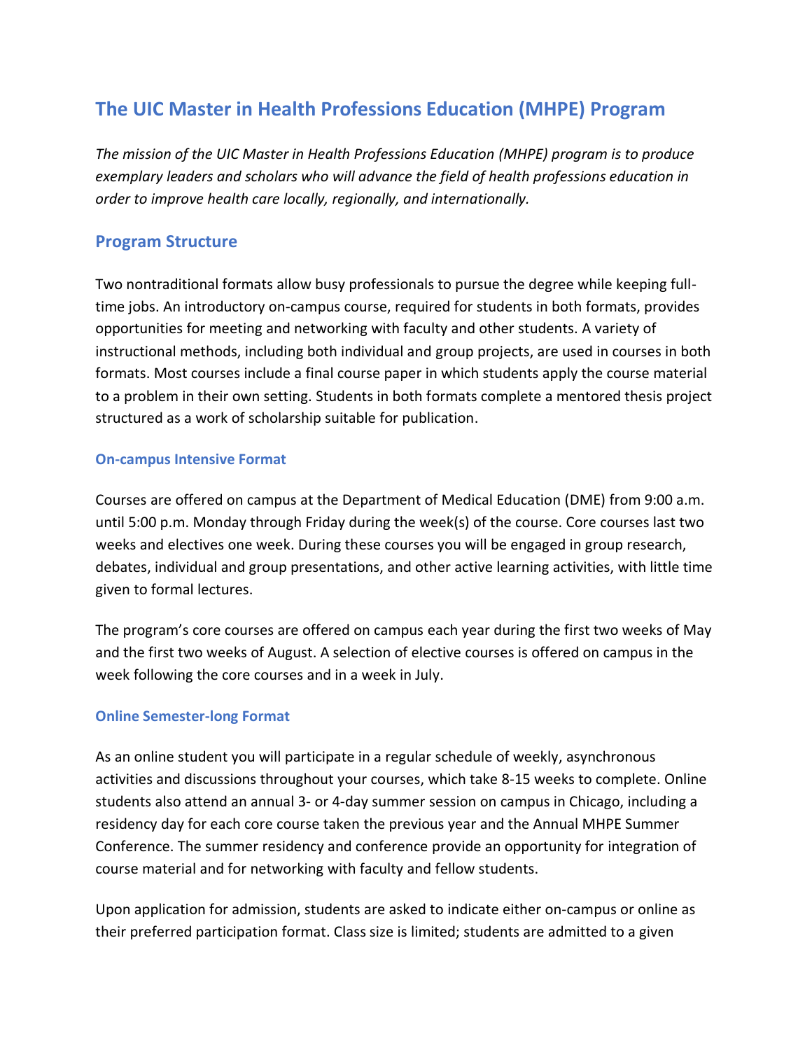# The UIC Master in Health Professions Education (MHPE) Program

*The mission of the UIC Master in Health Professions Education (MHPE) program is to produce exemplary leaders and scholars who will advance the field of health professions education in order to improve health care locally, regionally, and internationally.*

## Program Structure

Two nontraditional formats allow busy professionals to pursue the degree while keeping full-time jobs. An introductory on-campus course, required for students in both formats, provides opportunities for meeting and networking with faculty and other students. A variety of instructional methods, including both individual and group projects, are used in courses in both formats. Most courses include a final course paper in which students apply the course material to a problem in their own setting. Students in both formats complete a mentored thesis project structured as a work of scholarship suitable for publication.

### On-campus Intensive Format

Courses are offered on campus at the Department of Medical Education (DME) from 9:00 a.m. until 5:00 p.m. Monday through Friday during the week(s) of the course. Core courses last two weeks and electives one week. During these courses you will be engaged in group research, debates, individual and group presentations, and other active learning activities, with little time given to formal lectures.

The program's core courses are offered on campus each year during the first two weeks of May and the first two weeks of August. A selection of elective courses is offered on campus in the week following the core courses and in a week in July.

### Online Semester-long Format

As an online student you will participate in a regular schedule of weekly, asynchronous activities and discussions throughout your courses, which take 8-15 weeks to complete. Online students also attend an annual 3- or 4-day summer session on campus in Chicago, including a residency day for each core course taken the previous year and the Annual MHPE Summer Conference. The summer residency and conference provide an opportunity for integration of course material and for networking with faculty and fellow students.

Upon application for admission, students are asked to indicate either on-campus or online as their preferred participation format. Class size is limited; students are admitted to a given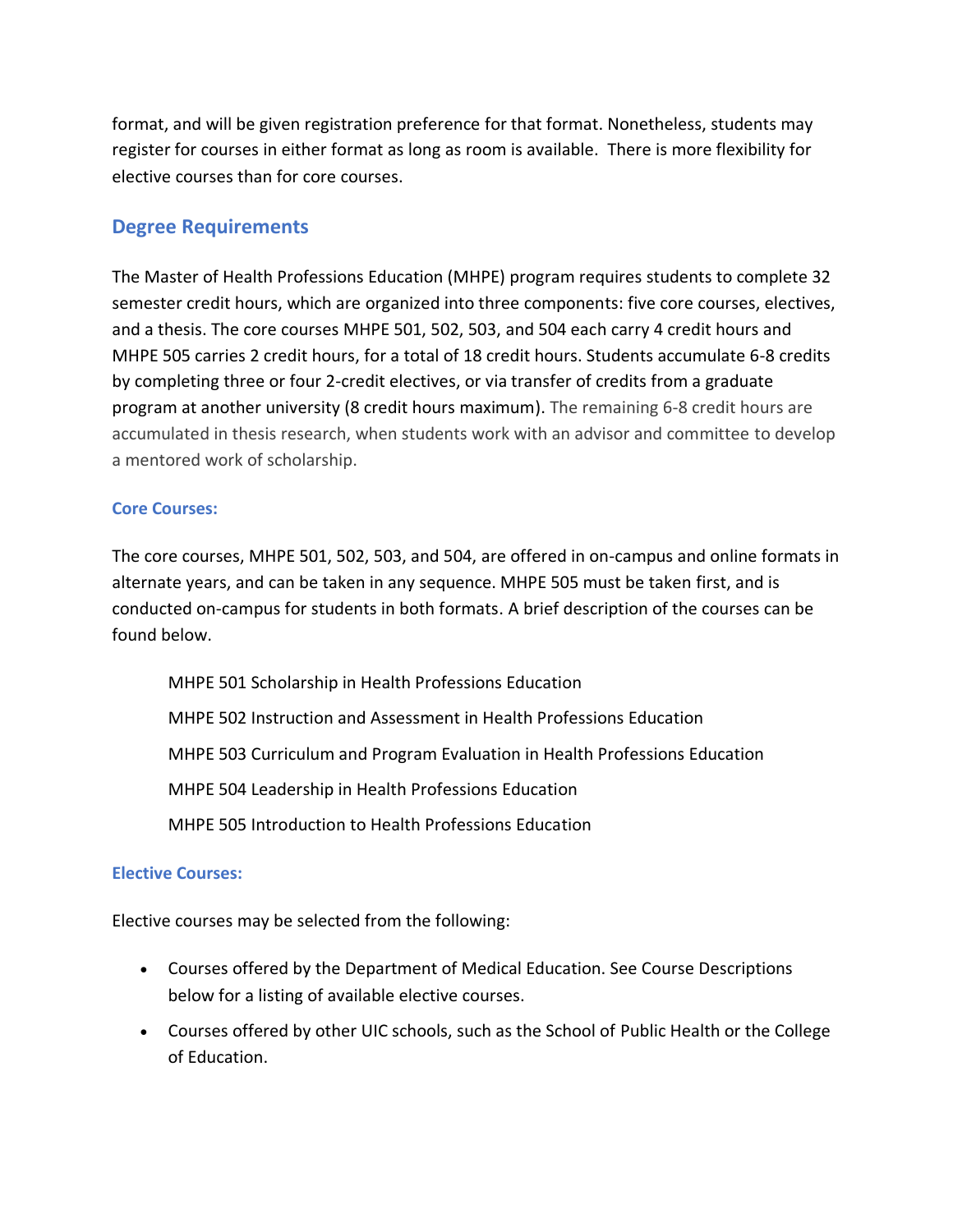format, and will be given registration preference for that format. Nonetheless, students may register for courses in either format as long as room is available. There is more flexibility for elective courses than for core courses.

## Degree Requirements

The Master of Health Professions Education (MHPE) program requires students to complete 32 semester credit hours, which are organized into three components: five core courses, electives, and a thesis. The core courses MHPE 501, 502, 503, and 504 each carry 4 credit hours and MHPE 505 carries 2 credit hours, for a total of 18 credit hours. Students accumulate 6-8 credits by completing three or four 2-credit electives, or via transfer of credits from a graduate program at another university (8 credit hours maximum). The remaining 6-8 credit hours are accumulated in thesis research, when students work with an advisor and committee to develop a mentored work of scholarship.

### Core Courses:

The core courses, MHPE 501, 502, 503, and 504, are offered in on-campus and online formats in alternate years, and can be taken in any sequence. MHPE 505 must be taken first, and is conducted on-campus for students in both formats. A brief description of the courses can be found below.

MHPE 501 Scholarship in Health Professions Education

MHPE 502 Instruction and Assessment in Health Professions Education

MHPE 503 Curriculum and Program Evaluation in Health Professions Education

MHPE 504 Leadership in Health Professions Education

MHPE 505 Introduction to Health Professions Education

### Elective Courses:

Elective courses may be selected from the following:

- Courses offered by the Department of Medical Education. See Course Descriptions below for a listing of available elective courses.
- Courses offered by other UIC schools, such as the School of Public Health or the College of Education.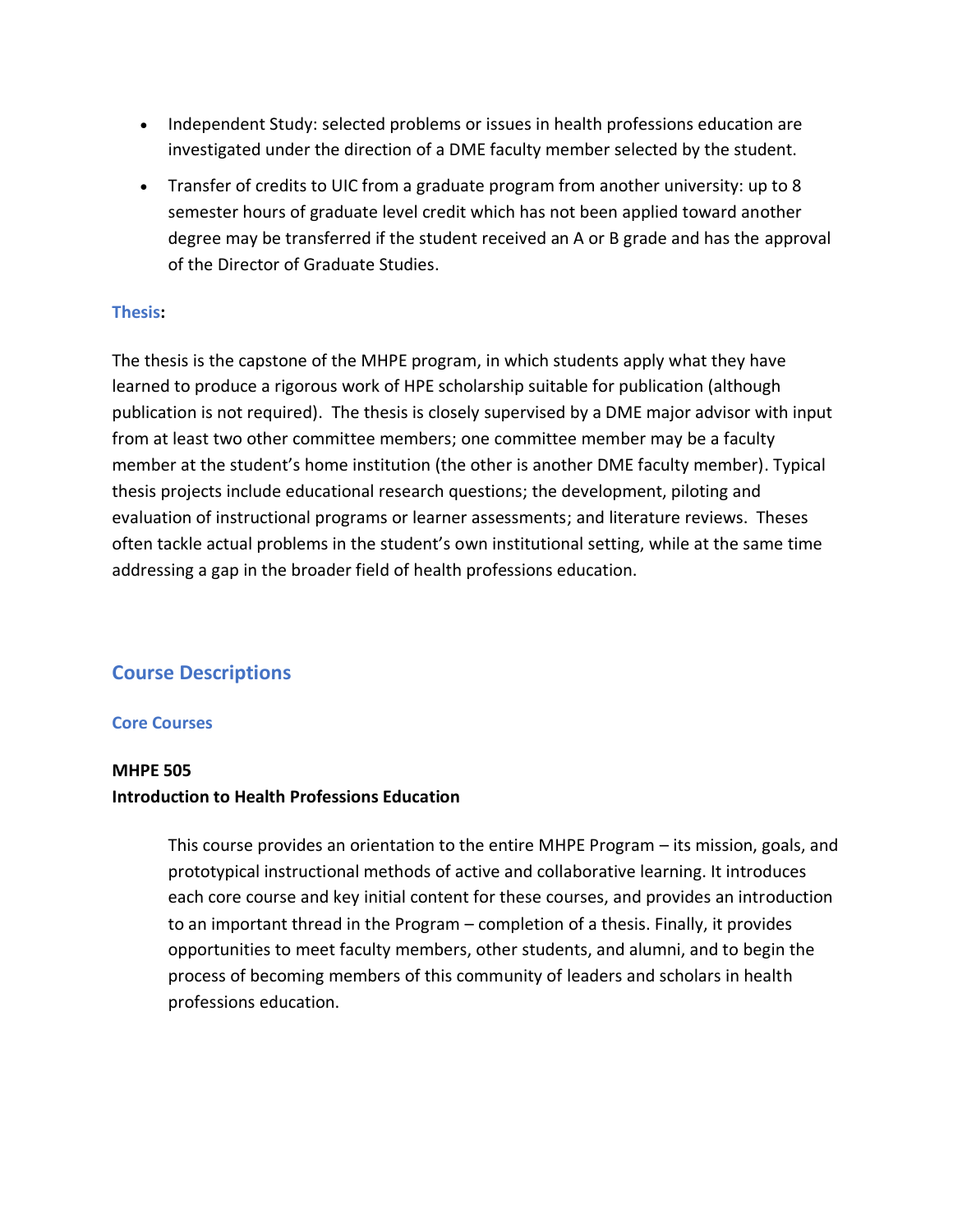- Independent Study: selected problems or issues in health professions education are investigated under the direction of a DME faculty member selected by the student.
- Transfer of credits to UIC from a graduate program from another university: up to 8 semester hours of graduate level credit which has not been applied toward another degree may be transferred if the student received an A or B grade and has the approval of the Director of Graduate Studies.

### Thesis:

The thesis is the capstone of the MHPE program, in which students apply what they have learned to produce a rigorous work of HPE scholarship suitable for publication (although publication is not required). The thesis is closely supervised by a DME major advisor with input from at least two other committee members; one committee member may be a faculty member at the student's home institution (the other is another DME faculty member). Typical thesis projects include educational research questions; the development, piloting and evaluation of instructional programs or learner assessments; and literature reviews. Theses often tackle actual problems in the student's own institutional setting, while at the same time addressing a gap in the broader field of health professions education.

## Course Descriptions

### Core Courses

**MHPE 505**
**Introduction to Health Professions Education**

This course provides an orientation to the entire MHPE Program – its mission, goals, and prototypical instructional methods of active and collaborative learning. It introduces each core course and key initial content for these courses, and provides an introduction to an important thread in the Program – completion of a thesis. Finally, it provides opportunities to meet faculty members, other students, and alumni, and to begin the process of becoming members of this community of leaders and scholars in health professions education.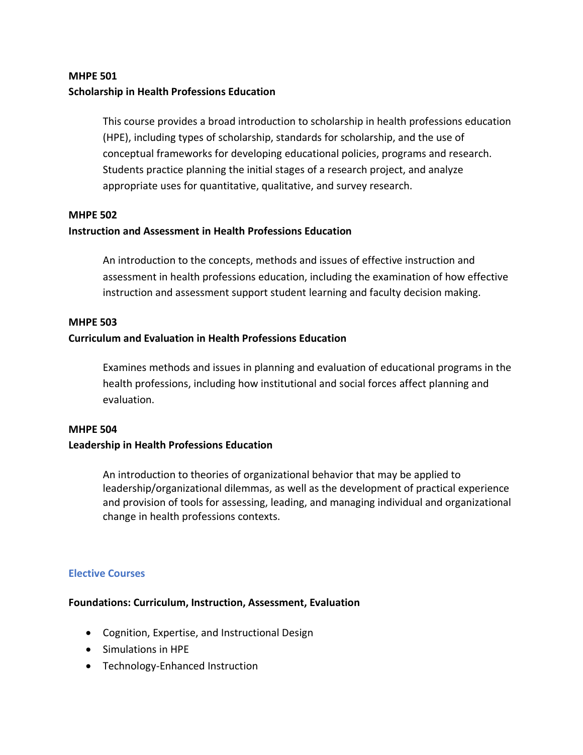**MHPE 501**
**Scholarship in Health Professions Education**

This course provides a broad introduction to scholarship in health professions education (HPE), including types of scholarship, standards for scholarship, and the use of conceptual frameworks for developing educational policies, programs and research. Students practice planning the initial stages of a research project, and analyze appropriate uses for quantitative, qualitative, and survey research.

**MHPE 502**
**Instruction and Assessment in Health Professions Education**

An introduction to the concepts, methods and issues of effective instruction and assessment in health professions education, including the examination of how effective instruction and assessment support student learning and faculty decision making.

**MHPE 503**
**Curriculum and Evaluation in Health Professions Education**

Examines methods and issues in planning and evaluation of educational programs in the health professions, including how institutional and social forces affect planning and evaluation.

**MHPE 504**
**Leadership in Health Professions Education**

An introduction to theories of organizational behavior that may be applied to leadership/organizational dilemmas, as well as the development of practical experience and provision of tools for assessing, leading, and managing individual and organizational change in health professions contexts.

## Elective Courses

**Foundations: Curriculum, Instruction, Assessment, Evaluation**

- Cognition, Expertise, and Instructional Design
- Simulations in HPE
- Technology-Enhanced Instruction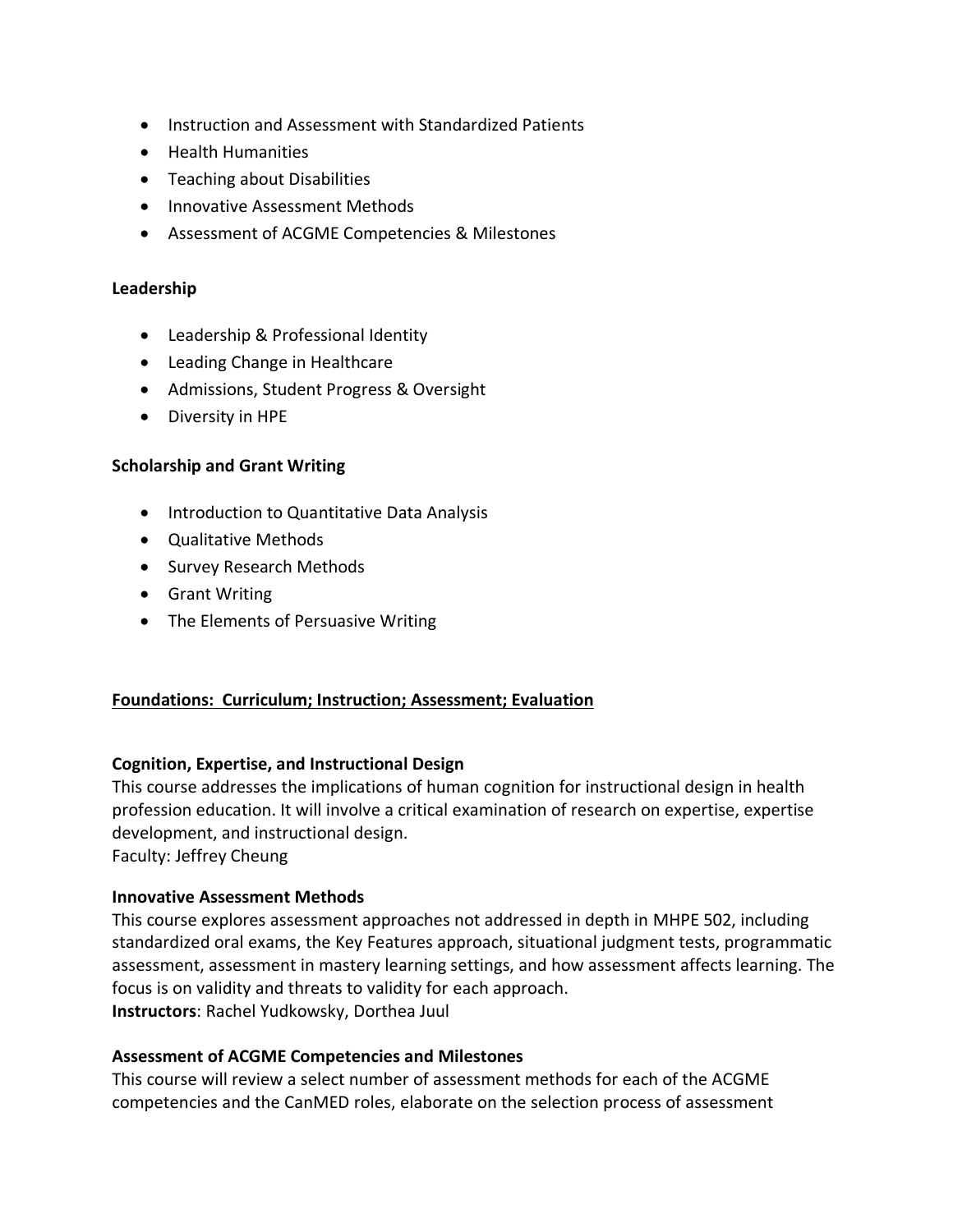- Instruction and Assessment with Standardized Patients
- Health Humanities
- Teaching about Disabilities
- Innovative Assessment Methods
- Assessment of ACGME Competencies & Milestones

**Leadership**

- Leadership & Professional Identity
- Leading Change in Healthcare
- Admissions, Student Progress & Oversight
- Diversity in HPE

**Scholarship and Grant Writing**

- Introduction to Quantitative Data Analysis
- Qualitative Methods
- Survey Research Methods
- Grant Writing
- The Elements of Persuasive Writing

## **Foundations: Curriculum; Instruction; Assessment; Evaluation**

**Cognition, Expertise, and Instructional Design**
This course addresses the implications of human cognition for instructional design in health profession education. It will involve a critical examination of research on expertise, expertise development, and instructional design.
Faculty: Jeffrey Cheung

**Innovative Assessment Methods**
This course explores assessment approaches not addressed in depth in MHPE 502, including standardized oral exams, the Key Features approach, situational judgment tests, programmatic assessment, assessment in mastery learning settings, and how assessment affects learning. The focus is on validity and threats to validity for each approach.
**Instructors**: Rachel Yudkowsky, Dorthea Juul

**Assessment of ACGME Competencies and Milestones**
This course will review a select number of assessment methods for each of the ACGME competencies and the CanMED roles, elaborate on the selection process of assessment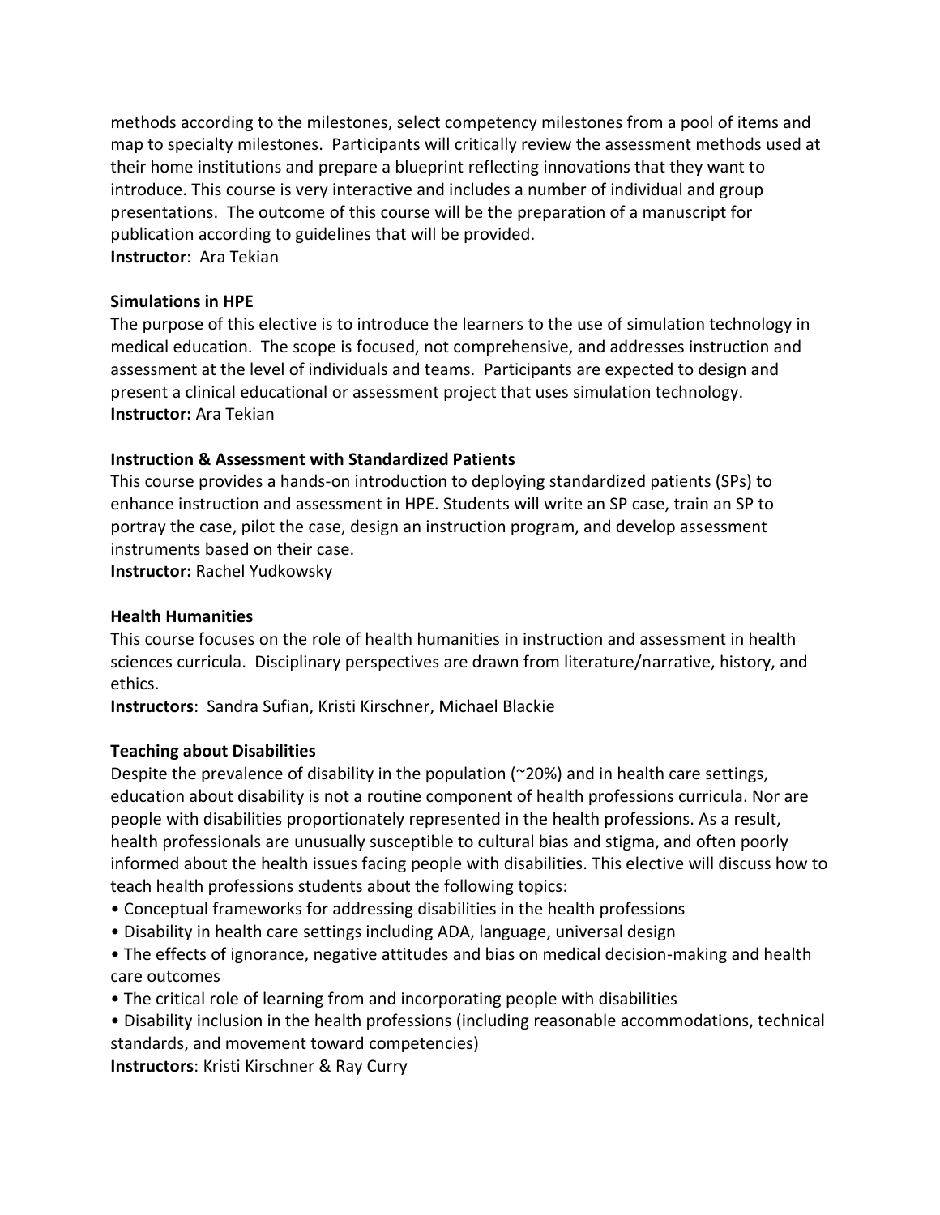methods according to the milestones, select competency milestones from a pool of items and map to specialty milestones. Participants will critically review the assessment methods used at their home institutions and prepare a blueprint reflecting innovations that they want to introduce. This course is very interactive and includes a number of individual and group presentations. The outcome of this course will be the preparation of a manuscript for publication according to guidelines that will be provided.
**Instructor**: Ara Tekian

**Simulations in HPE**
The purpose of this elective is to introduce the learners to the use of simulation technology in medical education. The scope is focused, not comprehensive, and addresses instruction and assessment at the level of individuals and teams. Participants are expected to design and present a clinical educational or assessment project that uses simulation technology.
**Instructor:** Ara Tekian

**Instruction & Assessment with Standardized Patients**
This course provides a hands-on introduction to deploying standardized patients (SPs) to enhance instruction and assessment in HPE. Students will write an SP case, train an SP to portray the case, pilot the case, design an instruction program, and develop assessment instruments based on their case.
**Instructor:** Rachel Yudkowsky

**Health Humanities**
This course focuses on the role of health humanities in instruction and assessment in health sciences curricula. Disciplinary perspectives are drawn from literature/narrative, history, and ethics.
**Instructors**: Sandra Sufian, Kristi Kirschner, Michael Blackie

**Teaching about Disabilities**
Despite the prevalence of disability in the population (~20%) and in health care settings, education about disability is not a routine component of health professions curricula. Nor are people with disabilities proportionately represented in the health professions. As a result, health professionals are unusually susceptible to cultural bias and stigma, and often poorly informed about the health issues facing people with disabilities. This elective will discuss how to teach health professions students about the following topics:

- Conceptual frameworks for addressing disabilities in the health professions
- Disability in health care settings including ADA, language, universal design
- The effects of ignorance, negative attitudes and bias on medical decision-making and health care outcomes
- The critical role of learning from and incorporating people with disabilities
- Disability inclusion in the health professions (including reasonable accommodations, technical standards, and movement toward competencies)

**Instructors**: Kristi Kirschner & Ray Curry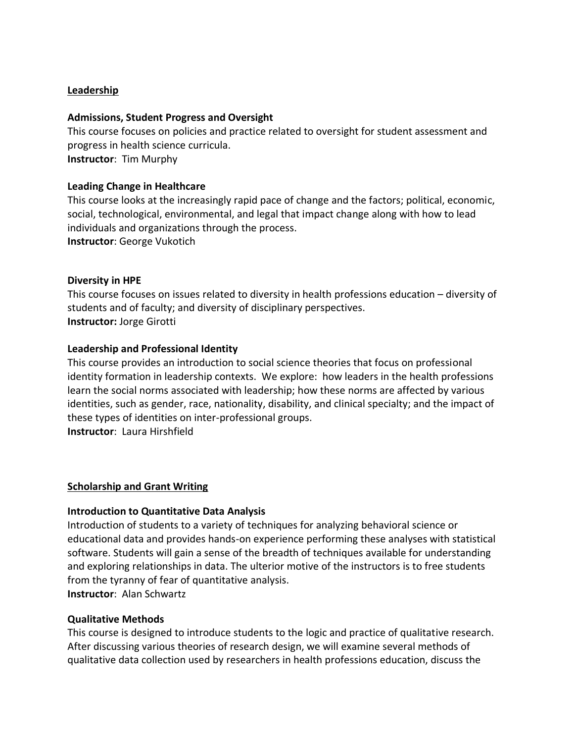## Leadership

### Admissions, Student Progress and Oversight

This course focuses on policies and practice related to oversight for student assessment and progress in health science curricula.

**Instructor**: Tim Murphy

### Leading Change in Healthcare

This course looks at the increasingly rapid pace of change and the factors; political, economic, social, technological, environmental, and legal that impact change along with how to lead individuals and organizations through the process.

**Instructor**: George Vukotich

### Diversity in HPE

This course focuses on issues related to diversity in health professions education – diversity of students and of faculty; and diversity of disciplinary perspectives.

**Instructor:** Jorge Girotti

### Leadership and Professional Identity

This course provides an introduction to social science theories that focus on professional identity formation in leadership contexts. We explore: how leaders in the health professions learn the social norms associated with leadership; how these norms are affected by various identities, such as gender, race, nationality, disability, and clinical specialty; and the impact of these types of identities on inter-professional groups.

**Instructor**: Laura Hirshfield

## Scholarship and Grant Writing

### Introduction to Quantitative Data Analysis

Introduction of students to a variety of techniques for analyzing behavioral science or educational data and provides hands-on experience performing these analyses with statistical software. Students will gain a sense of the breadth of techniques available for understanding and exploring relationships in data. The ulterior motive of the instructors is to free students from the tyranny of fear of quantitative analysis.

**Instructor**: Alan Schwartz

### Qualitative Methods

This course is designed to introduce students to the logic and practice of qualitative research. After discussing various theories of research design, we will examine several methods of qualitative data collection used by researchers in health professions education, discuss the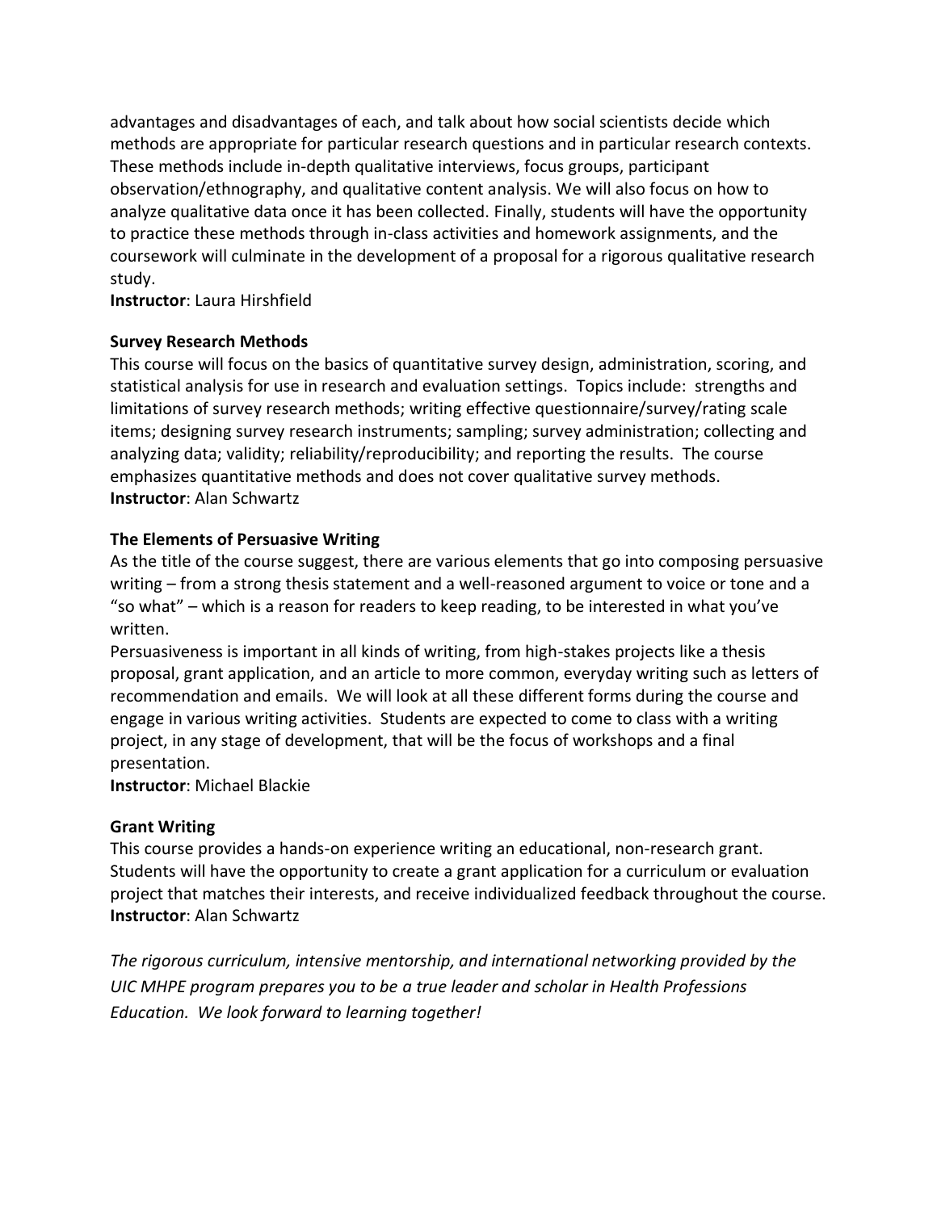advantages and disadvantages of each, and talk about how social scientists decide which methods are appropriate for particular research questions and in particular research contexts. These methods include in-depth qualitative interviews, focus groups, participant observation/ethnography, and qualitative content analysis. We will also focus on how to analyze qualitative data once it has been collected. Finally, students will have the opportunity to practice these methods through in-class activities and homework assignments, and the coursework will culminate in the development of a proposal for a rigorous qualitative research study.

**Instructor**: Laura Hirshfield

**Survey Research Methods**

This course will focus on the basics of quantitative survey design, administration, scoring, and statistical analysis for use in research and evaluation settings. Topics include: strengths and limitations of survey research methods; writing effective questionnaire/survey/rating scale items; designing survey research instruments; sampling; survey administration; collecting and analyzing data; validity; reliability/reproducibility; and reporting the results. The course emphasizes quantitative methods and does not cover qualitative survey methods.

**Instructor**: Alan Schwartz

**The Elements of Persuasive Writing**

As the title of the course suggest, there are various elements that go into composing persuasive writing – from a strong thesis statement and a well-reasoned argument to voice or tone and a "so what" – which is a reason for readers to keep reading, to be interested in what you've written.

Persuasiveness is important in all kinds of writing, from high-stakes projects like a thesis proposal, grant application, and an article to more common, everyday writing such as letters of recommendation and emails. We will look at all these different forms during the course and engage in various writing activities. Students are expected to come to class with a writing project, in any stage of development, that will be the focus of workshops and a final presentation.

**Instructor**: Michael Blackie

**Grant Writing**

This course provides a hands-on experience writing an educational, non-research grant. Students will have the opportunity to create a grant application for a curriculum or evaluation project that matches their interests, and receive individualized feedback throughout the course.

**Instructor**: Alan Schwartz

*The rigorous curriculum, intensive mentorship, and international networking provided by the UIC MHPE program prepares you to be a true leader and scholar in Health Professions Education. We look forward to learning together!*